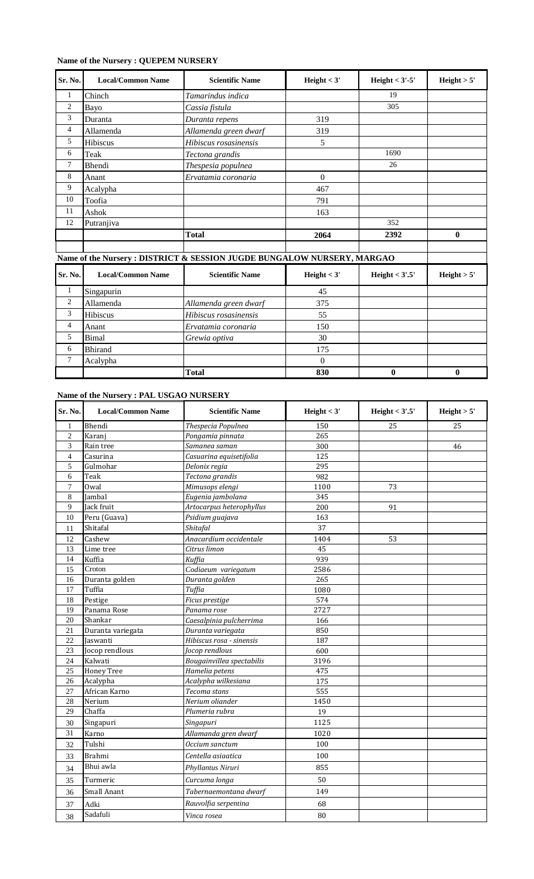**Name of the Nursery : QUEPEM NURSERY**

| Sr. No. | Local/Common Name | Scientific Name | Height < 3' | Height < 3'-5' | Height > 5' |
|---|---|---|---|---|---|
| 1 | Chinch | *Tamarindus indica* | | 19 | |
| 2 | Bayo | *Cassia fistula* | | 305 | |
| 3 | Duranta | *Duranta repens* | 319 | | |
| 4 | Allamenda | *Allamenda green dwarf* | 319 | | |
| 5 | Hibiscus | *Hibiscus rosasinensis* | 5 | | |
| 6 | Teak | *Tectona grandis* | | 1690 | |
| 7 | Bhendi | *Thespesia populnea* | | 26 | |
| 8 | Anant | *Ervatamia coronaria* | 0 | | |
| 9 | Acalypha | | 467 | | |
| 10 | Toofia | | 791 | | |
| 11 | Ashok | | 163 | | |
| 12 | Putranjiva | | | 352 | |
| | | **Total** | **2064** | **2392** | **0** |

**Name of the Nursery : DISTRICT & SESSION JUGDE BUNGALOW NURSERY, MARGAO**

| Sr. No. | Local/Common Name | Scientific Name | Height < 3' | Height < 3'.5' | Height > 5' |
|---|---|---|---|---|---|
| 1 | Singapurin | | 45 | | |
| 2 | Allamenda | *Allamenda green dwarf* | 375 | | |
| 3 | Hibiscus | *Hibiscus rosasinensis* | 55 | | |
| 4 | Anant | *Ervatamia coronaria* | 150 | | |
| 5 | Bimal | *Grewia optiva* | 30 | | |
| 6 | Bhirand | | 175 | | |
| 7 | Acalypha | | 0 | | |
| | | **Total** | **830** | **0** | **0** |

**Name of the Nursery : PAL USGAO NURSERY**

| Sr. No. | Local/Common Name | Scientific Name | Height < 3' | Height < 3'.5' | Height > 5' |
|---|---|---|---|---|---|
| 1 | Bhendi | *Thespecia Populnea* | 150 | 25 | 25 |
| 2 | Karanj | *Pongamia pinnata* | 265 | | |
| 3 | Rain tree | *Samanea saman* | 300 | | 46 |
| 4 | Casurina | *Casuarina equisetifolia* | 125 | | |
| 5 | Gulmohar | *Delonix regia* | 295 | | |
| 6 | Teak | *Tectona grandis* | 982 | | |
| 7 | Owal | *Mimusops elengi* | 1100 | 73 | |
| 8 | Jambal | *Eugenia jambolana* | 345 | | |
| 9 | Jack fruit | *Artocarpus heterophyllus* | 200 | 91 | |
| 10 | Peru (Guava) | *Psidium guajava* | 163 | | |
| 11 | Shitafal | *Shitafal* | 37 | | |
| 12 | Cashew | *Anacardium occidentale* | 1404 | 53 | |
| 13 | Lime tree | *Citrus limon* | 45 | | |
| 14 | Kuffia | *Kuffia* | 939 | | |
| 15 | Croton | *Codiaeum variegatum* | 2586 | | |
| 16 | Duranta golden | *Duranta golden* | 265 | | |
| 17 | Tuffia | *Tuffia* | 1080 | | |
| 18 | Pestige | *Ficus prestige* | 574 | | |
| 19 | Panama Rose | *Panama rose* | 2727 | | |
| 20 | Shankar | *Caesalpinia pulcherrima* | 166 | | |
| 21 | Duranta variegata | *Duranta variegata* | 850 | | |
| 22 | Jaswanti | *Hibiscus rosa - sinensis* | 187 | | |
| 23 | Jocop rendlous | *Jocop rendlous* | 600 | | |
| 24 | Kalwati | *Bougainvillea spectabilis* | 3196 | | |
| 25 | Honey Tree | *Hamelia petens* | 475 | | |
| 26 | Acalypha | *Acalypha wilkesiana* | 175 | | |
| 27 | African Karno | *Tecoma stans* | 555 | | |
| 28 | Nerium | *Nerium oliander* | 1450 | | |
| 29 | Chaffa | *Plumeria rubra* | 19 | | |
| 30 | Singapuri | *Singapuri* | 1125 | | |
| 31 | Karno | *Allamanda gren dwarf* | 1020 | | |
| 32 | Tulshi | *Occium sanctum* | 100 | | |
| 33 | Brahmi | *Centella asiaatica* | 100 | | |
| 34 | Bhui awla | *Phyllantus Niruri* | 855 | | |
| 35 | Turmeric | *Curcuma longa* | 50 | | |
| 36 | Small Anant | *Tabernaemontana dwarf* | 149 | | |
| 37 | Adki | *Rauvolfia serpentina* | 68 | | |
| 38 | Sadafuli | *Vinca rosea* | 80 | | |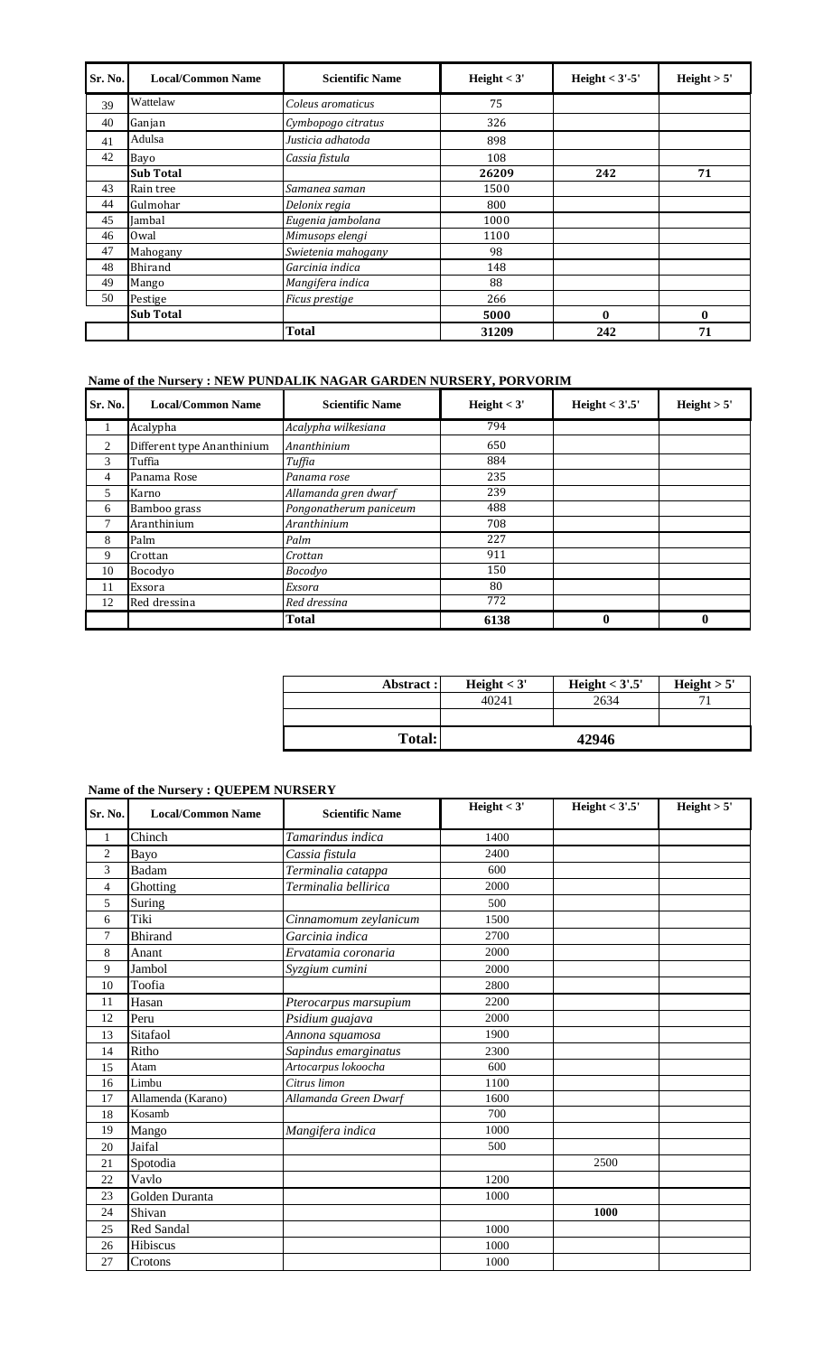| Sr. No. | Local/Common Name | Scientific Name | Height < 3' | Height < 3'-5' | Height > 5' |
|---|---|---|---|---|---|
| 39 | Wattelaw | *Coleus aromaticus* | 75 | | |
| 40 | Ganjan | *Cymbopogo citratus* | 326 | | |
| 41 | Adulsa | *Justicia adhatoda* | 898 | | |
| 42 | Bayo | *Cassia fistula* | 108 | | |
| | **Sub Total** | | **26209** | **242** | **71** |
| 43 | Rain tree | *Samanea saman* | 1500 | | |
| 44 | Gulmohar | *Delonix regia* | 800 | | |
| 45 | Jambal | *Eugenia jambolana* | 1000 | | |
| 46 | Owal | *Mimusops elengi* | 1100 | | |
| 47 | Mahogany | *Swietenia mahogany* | 98 | | |
| 48 | Bhirand | *Garcinia indica* | 148 | | |
| 49 | Mango | *Mangifera indica* | 88 | | |
| 50 | Pestige | *Ficus prestige* | 266 | | |
| | **Sub Total** | | **5000** | **0** | **0** |
| | | **Total** | **31209** | **242** | **71** |

**Name of the Nursery : NEW PUNDALIK NAGAR GARDEN NURSERY, PORVORIM**

| Sr. No. | Local/Common Name | Scientific Name | Height < 3' | Height < 3'.5' | Height > 5' |
|---|---|---|---|---|---|
| 1 | Acalypha | *Acalypha wilkesiana* | 794 | | |
| 2 | Different type Ananthinium | *Ananthinium* | 650 | | |
| 3 | Tuffia | *Tuffia* | 884 | | |
| 4 | Panama Rose | *Panama rose* | 235 | | |
| 5 | Karno | *Allamanda gren dwarf* | 239 | | |
| 6 | Bamboo grass | *Pongonatherum paniceum* | 488 | | |
| 7 | Aranthinium | *Aranthinium* | 708 | | |
| 8 | Palm | *Palm* | 227 | | |
| 9 | Crottan | *Crottan* | 911 | | |
| 10 | Bocodyo | *Bocodyo* | 150 | | |
| 11 | Exsora | *Exsora* | 80 | | |
| 12 | Red dressina | *Red dressina* | 772 | | |
| | | **Total** | **6138** | **0** | **0** |

| Abstract : | Height < 3' | Height < 3'.5' | Height > 5' |
|---|---|---|---|
| | 40241 | 2634 | 71 |
| | | | |
| **Total:** | **42946** | | |

**Name of the Nursery : QUEPEM NURSERY**

| Sr. No. | Local/Common Name | Scientific Name | Height < 3' | Height < 3'.5' | Height > 5' |
|---|---|---|---|---|---|
| 1 | Chinch | *Tamarindus indica* | 1400 | | |
| 2 | Bayo | *Cassia fistula* | 2400 | | |
| 3 | Badam | *Terminalia catappa* | 600 | | |
| 4 | Ghotting | *Terminalia bellirica* | 2000 | | |
| 5 | Suring | | 500 | | |
| 6 | Tiki | *Cinnamomum zeylanicum* | 1500 | | |
| 7 | Bhirand | *Garcinia indica* | 2700 | | |
| 8 | Anant | *Ervatamia coronaria* | 2000 | | |
| 9 | Jambol | *Syzgium cumini* | 2000 | | |
| 10 | Toofia | | 2800 | | |
| 11 | Hasan | *Pterocarpus marsupium* | 2200 | | |
| 12 | Peru | *Psidium guajava* | 2000 | | |
| 13 | Sitafaol | *Annona squamosa* | 1900 | | |
| 14 | Ritho | *Sapindus emarginatus* | 2300 | | |
| 15 | Atam | *Artocarpus lokoocha* | 600 | | |
| 16 | Limbu | *Citrus limon* | 1100 | | |
| 17 | Allamenda (Karano) | *Allamanda Green Dwarf* | 1600 | | |
| 18 | Kosamb | | 700 | | |
| 19 | Mango | *Mangifera indica* | 1000 | | |
| 20 | Jaifal | | 500 | | |
| 21 | Spotodia | | | 2500 | |
| 22 | Vavlo | | 1200 | | |
| 23 | Golden Duranta | | 1000 | | |
| 24 | Shivan | | | **1000** | |
| 25 | Red Sandal | | 1000 | | |
| 26 | Hibiscus | | 1000 | | |
| 27 | Crotons | | 1000 | | |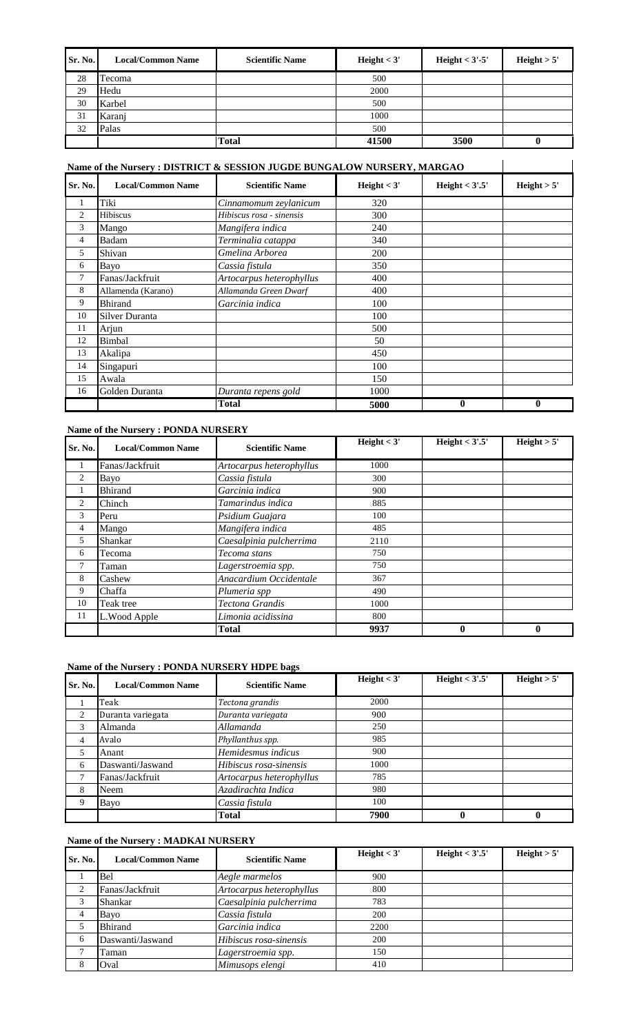| Sr. No. | Local/Common Name | Scientific Name | Height < 3' | Height < 3'-5' | Height > 5' |
|---|---|---|---|---|---|
| 28 | Tecoma | | 500 | | |
| 29 | Hedu | | 2000 | | |
| 30 | Karbel | | 500 | | |
| 31 | Karanj | | 1000 | | |
| 32 | Palas | | 500 | | |
| | | **Total** | **41500** | **3500** | **0** |

**Name of the Nursery : DISTRICT & SESSION JUGDE BUNGALOW NURSERY, MARGAO**

| Sr. No. | Local/Common Name | Scientific Name | Height < 3' | Height < 3'.5' | Height > 5' |
|---|---|---|---|---|---|
| 1 | Tiki | *Cinnamomum zeylanicum* | 320 | | |
| 2 | Hibiscus | *Hibiscus rosa - sinensis* | 300 | | |
| 3 | Mango | *Mangifera indica* | 240 | | |
| 4 | Badam | *Terminalia catappa* | 340 | | |
| 5 | Shivan | *Gmelina Arborea* | 200 | | |
| 6 | Bayo | *Cassia fistula* | 350 | | |
| 7 | Fanas/Jackfruit | *Artocarpus heterophyllus* | 400 | | |
| 8 | Allamenda (Karano) | *Allamanda Green Dwarf* | 400 | | |
| 9 | Bhirand | *Garcinia indica* | 100 | | |
| 10 | Silver Duranta | | 100 | | |
| 11 | Arjun | | 500 | | |
| 12 | Bimbal | | 50 | | |
| 13 | Akalipa | | 450 | | |
| 14 | Singapuri | | 100 | | |
| 15 | Awala | | 150 | | |
| 16 | Golden Duranta | *Duranta repens gold* | 1000 | | |
| | | **Total** | **5000** | **0** | **0** |

**Name of the Nursery : PONDA NURSERY**

| Sr. No. | Local/Common Name | Scientific Name | Height < 3' | Height < 3'.5' | Height > 5' |
|---|---|---|---|---|---|
| 1 | Fanas/Jackfruit | *Artocarpus heterophyllus* | 1000 | | |
| 2 | Bayo | *Cassia fistula* | 300 | | |
| 1 | Bhirand | *Garcinia indica* | 900 | | |
| 2 | Chinch | *Tamarindus indica* | 885 | | |
| 3 | Peru | *Psidium Guajara* | 100 | | |
| 4 | Mango | *Mangifera indica* | 485 | | |
| 5 | Shankar | *Caesalpinia pulcherrima* | 2110 | | |
| 6 | Tecoma | *Tecoma stans* | 750 | | |
| 7 | Taman | *Lagerstroemia spp.* | 750 | | |
| 8 | Cashew | *Anacardium Occidentale* | 367 | | |
| 9 | Chaffa | *Plumeria spp* | 490 | | |
| 10 | Teak tree | *Tectona Grandis* | 1000 | | |
| 11 | L.Wood Apple | *Limonia acidissina* | 800 | | |
| | | **Total** | **9937** | **0** | **0** |

**Name of the Nursery : PONDA NURSERY HDPE bags**

| Sr. No. | Local/Common Name | Scientific Name | Height < 3' | Height < 3'.5' | Height > 5' |
|---|---|---|---|---|---|
| 1 | Teak | *Tectona grandis* | 2000 | | |
| 2 | Duranta variegata | *Duranta variegata* | 900 | | |
| 3 | Almanda | *Allamanda* | 250 | | |
| 4 | Avalo | *Phyllanthus spp.* | 985 | | |
| 5 | Anant | *Hemidesmus indicus* | 900 | | |
| 6 | Daswanti/Jaswand | *Hibiscus rosa-sinensis* | 1000 | | |
| 7 | Fanas/Jackfruit | *Artocarpus heterophyllus* | 785 | | |
| 8 | Neem | *Azadirachta Indica* | 980 | | |
| 9 | Bayo | *Cassia fistula* | 100 | | |
| | | **Total** | **7900** | **0** | **0** |

**Name of the Nursery : MADKAI NURSERY**

| Sr. No. | Local/Common Name | Scientific Name | Height < 3' | Height < 3'.5' | Height > 5' |
|---|---|---|---|---|---|
| 1 | Bel | *Aegle marmelos* | 900 | | |
| 2 | Fanas/Jackfruit | *Artocarpus heterophyllus* | 800 | | |
| 3 | Shankar | *Caesalpinia pulcherrima* | 783 | | |
| 4 | Bayo | *Cassia fistula* | 200 | | |
| 5 | Bhirand | *Garcinia indica* | 2200 | | |
| 6 | Daswanti/Jaswand | *Hibiscus rosa-sinensis* | 200 | | |
| 7 | Taman | *Lagerstroemia spp.* | 150 | | |
| 8 | Oval | *Mimusops elengi* | 410 | | |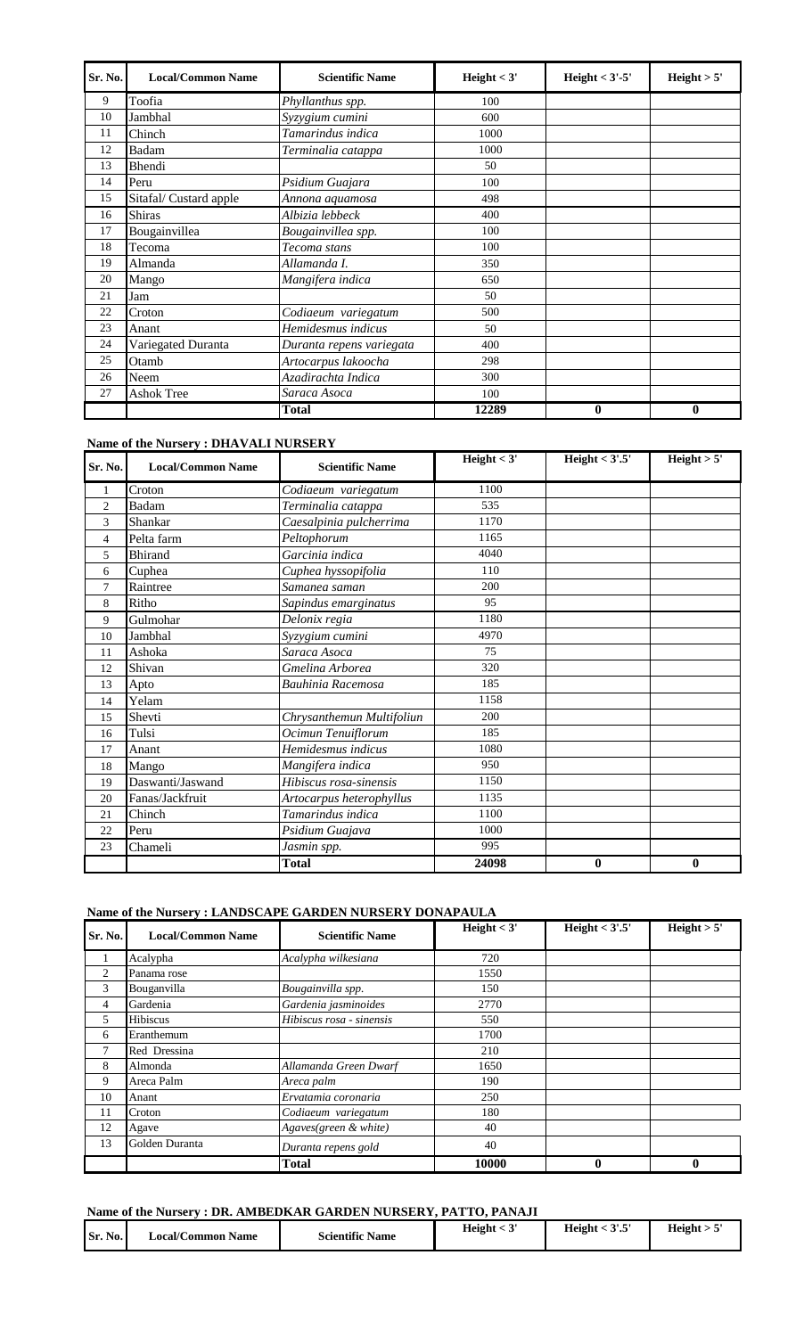| Sr. No. | Local/Common Name | Scientific Name | Height < 3' | Height < 3'-5' | Height > 5' |
|---|---|---|---|---|---|
| 9 | Toofia | *Phyllanthus spp.* | 100 | | |
| 10 | Jambhal | *Syzygium cumini* | 600 | | |
| 11 | Chinch | *Tamarindus indica* | 1000 | | |
| 12 | Badam | *Terminalia catappa* | 1000 | | |
| 13 | Bhendi | | 50 | | |
| 14 | Peru | *Psidium Guajara* | 100 | | |
| 15 | Sitafal/ Custard apple | *Annona aquamosa* | 498 | | |
| 16 | Shiras | *Albizia lebbeck* | 400 | | |
| 17 | Bougainvillea | *Bougainvillea spp.* | 100 | | |
| 18 | Tecoma | *Tecoma stans* | 100 | | |
| 19 | Almanda | *Allamanda I.* | 350 | | |
| 20 | Mango | *Mangifera indica* | 650 | | |
| 21 | Jam | | 50 | | |
| 22 | Croton | *Codiaeum variegatum* | 500 | | |
| 23 | Anant | *Hemidesmus indicus* | 50 | | |
| 24 | Variegated Duranta | *Duranta repens variegata* | 400 | | |
| 25 | Otamb | *Artocarpus lakoocha* | 298 | | |
| 26 | Neem | *Azadirachta Indica* | 300 | | |
| 27 | Ashok Tree | *Saraca Asoca* | 100 | | |
| | | **Total** | **12289** | **0** | **0** |

**Name of the Nursery : DHAVALI NURSERY**

| Sr. No. | Local/Common Name | Scientific Name | Height < 3' | Height < 3'.5' | Height > 5' |
|---|---|---|---|---|---|
| 1 | Croton | *Codiaeum variegatum* | 1100 | | |
| 2 | Badam | *Terminalia catappa* | 535 | | |
| 3 | Shankar | *Caesalpinia pulcherrima* | 1170 | | |
| 4 | Pelta farm | *Peltophorum* | 1165 | | |
| 5 | Bhirand | *Garcinia indica* | 4040 | | |
| 6 | Cuphea | *Cuphea hyssopifolia* | 110 | | |
| 7 | Raintree | *Samanea saman* | 200 | | |
| 8 | Ritho | *Sapindus emarginatus* | 95 | | |
| 9 | Gulmohar | *Delonix regia* | 1180 | | |
| 10 | Jambhal | *Syzygium cumini* | 4970 | | |
| 11 | Ashoka | *Saraca Asoca* | 75 | | |
| 12 | Shivan | *Gmelina Arborea* | 320 | | |
| 13 | Apto | *Bauhinia Racemosa* | 185 | | |
| 14 | Yelam | | 1158 | | |
| 15 | Shevti | *Chrysanthemun Multifoliun* | 200 | | |
| 16 | Tulsi | *Ocimun Tenuiflorum* | 185 | | |
| 17 | Anant | *Hemidesmus indicus* | 1080 | | |
| 18 | Mango | *Mangifera indica* | 950 | | |
| 19 | Daswanti/Jaswand | *Hibiscus rosa-sinensis* | 1150 | | |
| 20 | Fanas/Jackfruit | *Artocarpus heterophyllus* | 1135 | | |
| 21 | Chinch | *Tamarindus indica* | 1100 | | |
| 22 | Peru | *Psidium Guajava* | 1000 | | |
| 23 | Chameli | *Jasmin spp.* | 995 | | |
| | | **Total** | **24098** | **0** | **0** |

**Name of the Nursery : LANDSCAPE GARDEN NURSERY DONAPAULA**

| Sr. No. | Local/Common Name | Scientific Name | Height < 3' | Height < 3'.5' | Height > 5' |
|---|---|---|---|---|---|
| 1 | Acalypha | *Acalypha wilkesiana* | 720 | | |
| 2 | Panama rose | | 1550 | | |
| 3 | Bouganvilla | *Bougainvilla spp.* | 150 | | |
| 4 | Gardenia | *Gardenia jasminoides* | 2770 | | |
| 5 | Hibiscus | *Hibiscus rosa - sinensis* | 550 | | |
| 6 | Eranthemum | | 1700 | | |
| 7 | Red Dressina | | 210 | | |
| 8 | Almonda | *Allamanda Green Dwarf* | 1650 | | |
| 9 | Areca Palm | *Areca palm* | 190 | | |
| 10 | Anant | *Ervatamia coronaria* | 250 | | |
| 11 | Croton | *Codiaeum variegatum* | 180 | | |
| 12 | Agave | *Agaves(green & white)* | 40 | | |
| 13 | Golden Duranta | *Duranta repens gold* | 40 | | |
| | | **Total** | **10000** | **0** | **0** |

**Name of the Nursery : DR. AMBEDKAR GARDEN NURSERY, PATTO, PANAJI**

| Sr. No. | Local/Common Name | Scientific Name | Height < 3' | Height < 3'.5' | Height > 5' |
|---|---|---|---|---|---|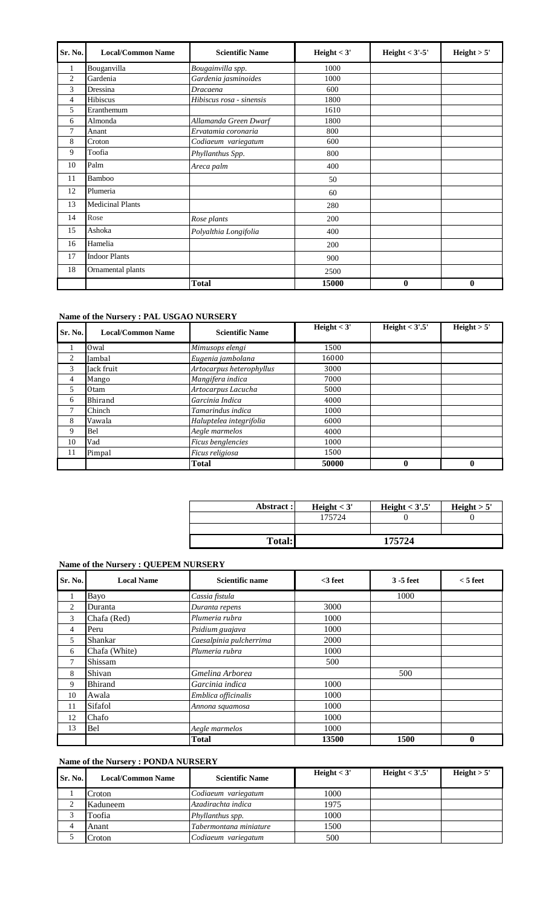| Sr. No. | Local/Common Name | Scientific Name | Height < 3' | Height < 3'-5' | Height > 5' |
|---|---|---|---|---|---|
| 1 | Bouganvilla | *Bougainvilla spp.* | 1000 | | |
| 2 | Gardenia | *Gardenia jasminoides* | 1000 | | |
| 3 | Dressina | *Dracaena* | 600 | | |
| 4 | Hibiscus | *Hibiscus rosa - sinensis* | 1800 | | |
| 5 | Eranthemum | | 1610 | | |
| 6 | Almonda | *Allamanda Green Dwarf* | 1800 | | |
| 7 | Anant | *Ervatamia coronaria* | 800 | | |
| 8 | Croton | *Codiaeum variegatum* | 600 | | |
| 9 | Toofia | *Phyllanthus Spp.* | 800 | | |
| 10 | Palm | *Areca palm* | 400 | | |
| 11 | Bamboo | | 50 | | |
| 12 | Plumeria | | 60 | | |
| 13 | Medicinal Plants | | 280 | | |
| 14 | Rose | *Rose plants* | 200 | | |
| 15 | Ashoka | *Polyalthia Longifolia* | 400 | | |
| 16 | Hamelia | | 200 | | |
| 17 | Indoor Plants | | 900 | | |
| 18 | Ornamental plants | | 2500 | | |
| | | **Total** | **15000** | **0** | **0** |

**Name of the Nursery : PAL USGAO NURSERY**

| Sr. No. | Local/Common Name | Scientific Name | Height < 3' | Height < 3'.5' | Height > 5' |
|---|---|---|---|---|---|
| 1 | Owal | *Mimusops elengi* | 1500 | | |
| 2 | Jambal | *Eugenia jambolana* | 16000 | | |
| 3 | Jack fruit | *Artocarpus heterophyllus* | 3000 | | |
| 4 | Mango | *Mangifera indica* | 7000 | | |
| 5 | Otam | *Artocarpus Lacucha* | 5000 | | |
| 6 | Bhirand | *Garcinia Indica* | 4000 | | |
| 7 | Chinch | *Tamarindus indica* | 1000 | | |
| 8 | Vawala | *Haluptelea integrifolia* | 6000 | | |
| 9 | Bel | *Aegle marmelos* | 4000 | | |
| 10 | Vad | *Ficus benglencies* | 1000 | | |
| 11 | Pimpal | *Ficus religiosa* | 1500 | | |
| | | **Total** | **50000** | **0** | **0** |

| Abstract : | Height < 3' | Height < 3'.5' | Height > 5' |
|---|---|---|---|
| | 175724 | 0 | 0 |
| | | | |
| **Total:** | **175724** | | |

**Name of the Nursery : QUEPEM NURSERY**

| Sr. No. | Local Name | Scientific name | <3 feet | 3 -5 feet | < 5 feet |
|---|---|---|---|---|---|
| 1 | Bayo | *Cassia fistula* | | 1000 | |
| 2 | Duranta | *Duranta repens* | 3000 | | |
| 3 | Chafa (Red) | *Plumeria rubra* | 1000 | | |
| 4 | Peru | *Psidium guajava* | 1000 | | |
| 5 | Shankar | *Caesalpinia pulcherrima* | 2000 | | |
| 6 | Chafa (White) | *Plumeria rubra* | 1000 | | |
| 7 | Shissam | | 500 | | |
| 8 | Shivan | *Gmelina Arborea* | | 500 | |
| 9 | Bhirand | *Garcinia indica* | 1000 | | |
| 10 | Awala | *Emblica officinalis* | 1000 | | |
| 11 | Sifafol | *Annona squamosa* | 1000 | | |
| 12 | Chafo | | 1000 | | |
| 13 | Bel | *Aegle marmelos* | 1000 | | |
| | | **Total** | **13500** | **1500** | **0** |

**Name of the Nursery : PONDA NURSERY**

| Sr. No. | Local/Common Name | Scientific Name | Height < 3' | Height < 3'.5' | Height > 5' |
|---|---|---|---|---|---|
| 1 | Croton | *Codiaeum variegatum* | 1000 | | |
| 2 | Kaduneem | *Azadirachta indica* | 1975 | | |
| 3 | Toofia | *Phyllanthus spp.* | 1000 | | |
| 4 | Anant | *Tabernomtana miniature* | 1500 | | |
| 5 | Croton | *Codiaeum variegatum* | 500 | | |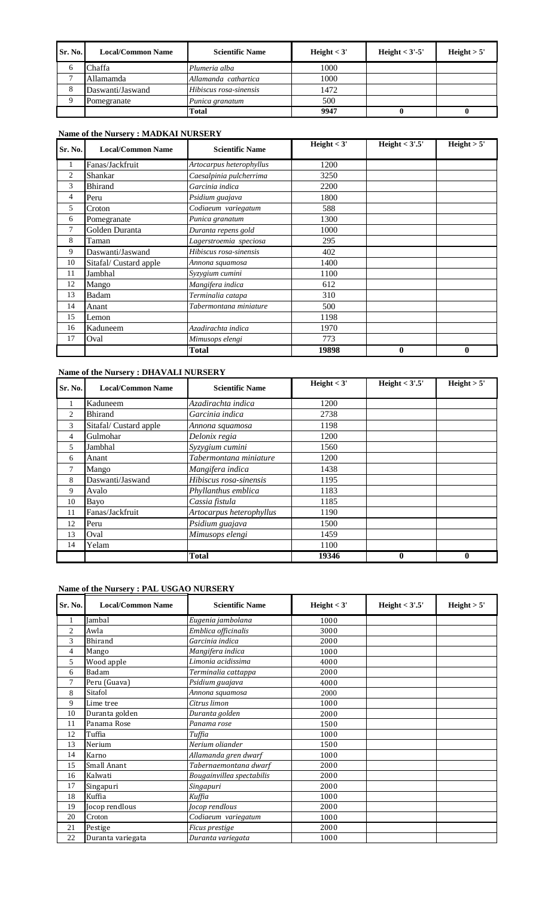| Sr. No. | Local/Common Name | Scientific Name | Height < 3' | Height < 3'-5' | Height > 5' |
|---|---|---|---|---|---|
| 6 | Chaffa | *Plumeria alba* | 1000 | | |
| 7 | Allamamda | *Allamanda cathartica* | 1000 | | |
| 8 | Daswanti/Jaswand | *Hibiscus rosa-sinensis* | 1472 | | |
| 9 | Pomegranate | *Punica granatum* | 500 | | |
| | | **Total** | **9947** | **0** | **0** |

**Name of the Nursery : MADKAI NURSERY**

| Sr. No. | Local/Common Name | Scientific Name | Height < 3' | Height < 3'.5' | Height > 5' |
|---|---|---|---|---|---|
| 1 | Fanas/Jackfruit | *Artocarpus heterophyllus* | 1200 | | |
| 2 | Shankar | *Caesalpinia pulcherrima* | 3250 | | |
| 3 | Bhirand | *Garcinia indica* | 2200 | | |
| 4 | Peru | *Psidium guajava* | 1800 | | |
| 5 | Croton | *Codiaeum variegatum* | 588 | | |
| 6 | Pomegranate | *Punica granatum* | 1300 | | |
| 7 | Golden Duranta | *Duranta repens gold* | 1000 | | |
| 8 | Taman | *Lagerstroemia speciosa* | 295 | | |
| 9 | Daswanti/Jaswand | *Hibiscus rosa-sinensis* | 402 | | |
| 10 | Sitafal/ Custard apple | *Annona squamosa* | 1400 | | |
| 11 | Jambhal | *Syzygium cumini* | 1100 | | |
| 12 | Mango | *Mangifera indica* | 612 | | |
| 13 | Badam | *Terminalia catapa* | 310 | | |
| 14 | Anant | *Tabermontana miniature* | 500 | | |
| 15 | Lemon | | 1198 | | |
| 16 | Kaduneem | *Azadirachta indica* | 1970 | | |
| 17 | Oval | *Mimusops elengi* | 773 | | |
| | | **Total** | **19898** | **0** | **0** |

**Name of the Nursery : DHAVALI NURSERY**

| Sr. No. | Local/Common Name | Scientific Name | Height < 3' | Height < 3'.5' | Height > 5' |
|---|---|---|---|---|---|
| 1 | Kaduneem | *Azadirachta indica* | 1200 | | |
| 2 | Bhirand | *Garcinia indica* | 2738 | | |
| 3 | Sitafal/ Custard apple | *Annona squamosa* | 1198 | | |
| 4 | Gulmohar | *Delonix regia* | 1200 | | |
| 5 | Jambhal | *Syzygium cumini* | 1560 | | |
| 6 | Anant | *Tabermontana miniature* | 1200 | | |
| 7 | Mango | *Mangifera indica* | 1438 | | |
| 8 | Daswanti/Jaswand | *Hibiscus rosa-sinensis* | 1195 | | |
| 9 | Avalo | *Phyllanthus emblica* | 1183 | | |
| 10 | Bayo | *Cassia fistula* | 1185 | | |
| 11 | Fanas/Jackfruit | *Artocarpus heterophyllus* | 1190 | | |
| 12 | Peru | *Psidium guajava* | 1500 | | |
| 13 | Oval | *Mimusops elengi* | 1459 | | |
| 14 | Yelam | | 1100 | | |
| | | **Total** | **19346** | **0** | **0** |

**Name of the Nursery : PAL USGAO NURSERY**

| Sr. No. | Local/Common Name | Scientific Name | Height < 3' | Height < 3'.5' | Height > 5' |
|---|---|---|---|---|---|
| 1 | Jambal | *Eugenia jambolana* | 1000 | | |
| 2 | Awla | *Emblica officinalis* | 3000 | | |
| 3 | Bhirand | *Garcinia indica* | 2000 | | |
| 4 | Mango | *Mangifera indica* | 1000 | | |
| 5 | Wood apple | *Limonia acidissima* | 4000 | | |
| 6 | Badam | *Terminalia cattappa* | 2000 | | |
| 7 | Peru (Guava) | *Psidium guajava* | 4000 | | |
| 8 | Sitafol | *Annona squamosa* | 2000 | | |
| 9 | Lime tree | *Citrus limon* | 1000 | | |
| 10 | Duranta golden | *Duranta golden* | 2000 | | |
| 11 | Panama Rose | *Panama rose* | 1500 | | |
| 12 | Tuffia | *Tuffia* | 1000 | | |
| 13 | Nerium | *Nerium oliander* | 1500 | | |
| 14 | Karno | *Allamanda gren dwarf* | 1000 | | |
| 15 | Small Anant | *Tabernaemontana dwarf* | 2000 | | |
| 16 | Kalwati | *Bougainvillea spectabilis* | 2000 | | |
| 17 | Singapuri | *Singapuri* | 2000 | | |
| 18 | Kuffia | *Kuffia* | 1000 | | |
| 19 | Jocop rendlous | *Jocop rendlous* | 2000 | | |
| 20 | Croton | *Codiaeum variegatum* | 1000 | | |
| 21 | Pestige | *Ficus prestige* | 2000 | | |
| 22 | Duranta variegata | *Duranta variegata* | 1000 | | |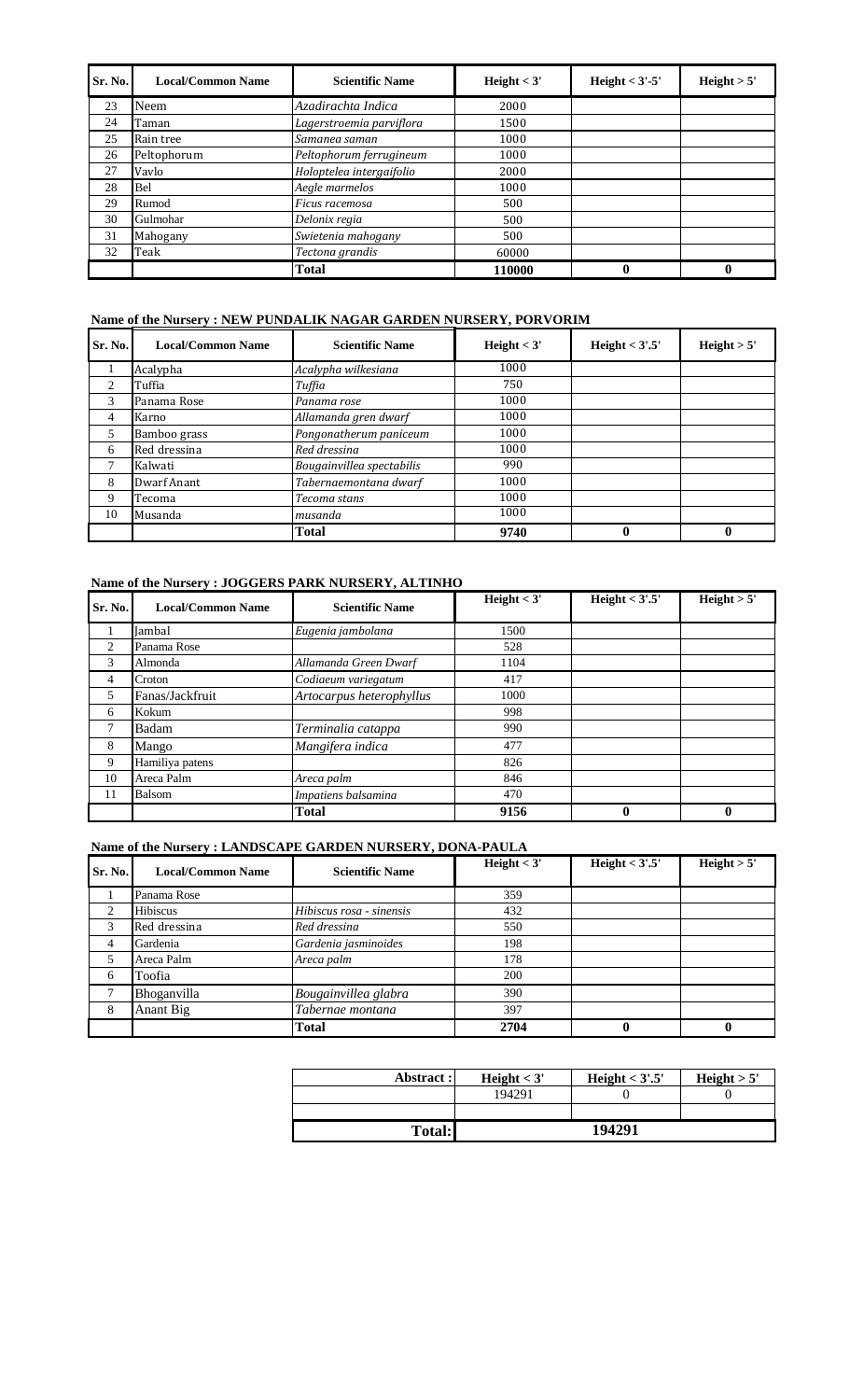| Sr. No. | Local/Common Name | Scientific Name | Height < 3' | Height < 3'-5' | Height > 5' |
|---|---|---|---|---|---|
| 23 | Neem | *Azadirachta Indica* | 2000 | | |
| 24 | Taman | *Lagerstroemia parviflora* | 1500 | | |
| 25 | Rain tree | *Samanea saman* | 1000 | | |
| 26 | Peltophorum | *Peltophorum ferrugineum* | 1000 | | |
| 27 | Vavlo | *Holoptelea intergaifolio* | 2000 | | |
| 28 | Bel | *Aegle marmelos* | 1000 | | |
| 29 | Rumod | *Ficus racemosa* | 500 | | |
| 30 | Gulmohar | *Delonix regia* | 500 | | |
| 31 | Mahogany | *Swietenia mahogany* | 500 | | |
| 32 | Teak | *Tectona grandis* | 60000 | | |
| | | **Total** | **110000** | **0** | **0** |

**Name of the Nursery : NEW PUNDALIK NAGAR GARDEN NURSERY, PORVORIM**

| Sr. No. | Local/Common Name | Scientific Name | Height < 3' | Height < 3'.5' | Height > 5' |
|---|---|---|---|---|---|
| 1 | Acalypha | *Acalypha wilkesiana* | 1000 | | |
| 2 | Tuffia | *Tuffia* | 750 | | |
| 3 | Panama Rose | *Panama rose* | 1000 | | |
| 4 | Karno | *Allamanda gren dwarf* | 1000 | | |
| 5 | Bamboo grass | *Pongonatherum paniceum* | 1000 | | |
| 6 | Red dressina | *Red dressina* | 1000 | | |
| 7 | Kalwati | *Bougainvillea spectabilis* | 990 | | |
| 8 | Dwarf Anant | *Tabernaemontana dwarf* | 1000 | | |
| 9 | Tecoma | *Tecoma stans* | 1000 | | |
| 10 | Musanda | *musanda* | 1000 | | |
| | | **Total** | **9740** | **0** | **0** |

**Name of the Nursery : JOGGERS PARK NURSERY, ALTINHO**

| Sr. No. | Local/Common Name | Scientific Name | Height < 3' | Height < 3'.5' | Height > 5' |
|---|---|---|---|---|---|
| 1 | Jambal | *Eugenia jambolana* | 1500 | | |
| 2 | Panama Rose | | 528 | | |
| 3 | Almonda | *Allamanda Green Dwarf* | 1104 | | |
| 4 | Croton | *Codiaeum variegatum* | 417 | | |
| 5 | Fanas/Jackfruit | *Artocarpus heterophyllus* | 1000 | | |
| 6 | Kokum | | 998 | | |
| 7 | Badam | *Terminalia catappa* | 990 | | |
| 8 | Mango | *Mangifera indica* | 477 | | |
| 9 | Hamiliya patens | | 826 | | |
| 10 | Areca Palm | *Areca palm* | 846 | | |
| 11 | Balsom | *Impatiens balsamina* | 470 | | |
| | | **Total** | **9156** | **0** | **0** |

**Name of the Nursery : LANDSCAPE GARDEN NURSERY, DONA-PAULA**

| Sr. No. | Local/Common Name | Scientific Name | Height < 3' | Height < 3'.5' | Height > 5' |
|---|---|---|---|---|---|
| 1 | Panama Rose | | 359 | | |
| 2 | Hibiscus | *Hibiscus rosa - sinensis* | 432 | | |
| 3 | Red dressina | *Red dressina* | 550 | | |
| 4 | Gardenia | *Gardenia jasminoides* | 198 | | |
| 5 | Areca Palm | *Areca palm* | 178 | | |
| 6 | Toofia | | 200 | | |
| 7 | Bhoganvilla | *Bougainvillea glabra* | 390 | | |
| 8 | Anant Big | *Tabernae montana* | 397 | | |
| | | **Total** | **2704** | **0** | **0** |

| Abstract : | Height < 3' | Height < 3'.5' | Height > 5' |
|---|---|---|---|
| | 194291 | 0 | 0 |
| | | | |
| **Total:** | **194291** | | |